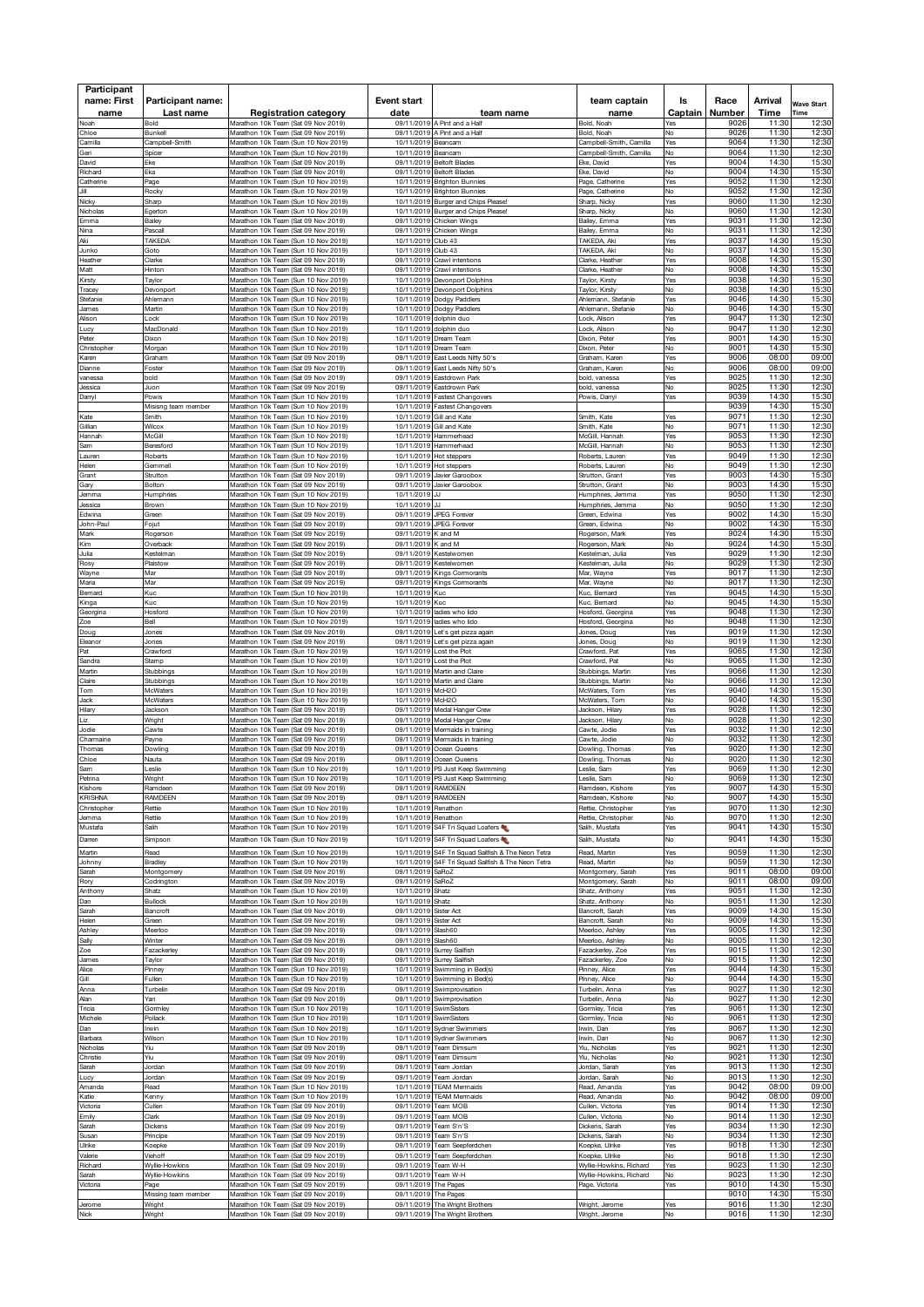| Participant name: First name | Participant name: Last name | Registration category | Event start date | team name | team captain name | Is Captain | Race Number | Arrival Time | Wave Start Time |
|---|---|---|---|---|---|---|---|---|---|
| Noah | Bold | Marathon 10k Team (Sat 09 Nov 2019) | 09/11/2019 | A Pint and a Half | Bold, Noah | Yes | 9026 | 11:30 | 12:30 |
| Chloe | Bunkell | Marathon 10k Team (Sat 09 Nov 2019) | 09/11/2019 | A Pint and a Half | Bold, Noah | No | 9026 | 11:30 | 12:30 |
| Camilla | Campbell-Smith | Marathon 10k Team (Sun 10 Nov 2019) | 10/11/2019 | Beancam | Campbell-Smith, Camilla | Yes | 9064 | 11:30 | 12:30 |
| Geri | Spicer | Marathon 10k Team (Sun 10 Nov 2019) | 10/11/2019 | Beancam | Campbell-Smith, Camilla | No | 9064 | 11:30 | 12:30 |
| David | Eke | Marathon 10k Team (Sat 09 Nov 2019) | 09/11/2019 | Beltoft Blades | Eke, David | Yes | 9004 | 14:30 | 15:30 |
| Richard | Eke | Marathon 10k Team (Sat 09 Nov 2019) | 09/11/2019 | Beltoft Blades | Eke, David | No | 9004 | 14:30 | 15:30 |
| Catherine | Page | Marathon 10k Team (Sun 10 Nov 2019) | 10/11/2019 | Brighton Bunnies | Page, Catherine | Yes | 9052 | 11:30 | 12:30 |
| Jill | Rocky | Marathon 10k Team (Sun 10 Nov 2019) | 10/11/2019 | Brighton Bunnies | Page, Catherine | No | 9052 | 11:30 | 12:30 |
| Nicky | Sharp | Marathon 10k Team (Sun 10 Nov 2019) | 10/11/2019 | Burger and Chips Please! | Sharp, Nicky | Yes | 9060 | 11:30 | 12:30 |
| Nicholas | Egerton | Marathon 10k Team (Sun 10 Nov 2019) | 10/11/2019 | Burger and Chips Please! | Sharp, Nicky | No | 9060 | 11:30 | 12:30 |
| Emma | Bailey | Marathon 10k Team (Sat 09 Nov 2019) | 09/11/2019 | Chicken Wings | Bailey, Emma | Yes | 9031 | 11:30 | 12:30 |
| Nina | Pascall | Marathon 10k Team (Sat 09 Nov 2019) | 09/11/2019 | Chicken Wings | Bailey, Emma | No | 9031 | 11:30 | 12:30 |
| Aki | TAKEDA | Marathon 10k Team (Sun 10 Nov 2019) | 10/11/2019 | Club 43 | TAKEDA, Aki | Yes | 9037 | 14:30 | 15:30 |
| Junko | Goto | Marathon 10k Team (Sun 10 Nov 2019) | 10/11/2019 | Club 43 | TAKEDA, Aki | No | 9037 | 14:30 | 15:30 |
| Heather | Clarke | Marathon 10k Team (Sat 09 Nov 2019) | 09/11/2019 | Crawl intentions | Clarke, Heather | Yes | 9008 | 14:30 | 15:30 |
| Matt | Hinton | Marathon 10k Team (Sat 09 Nov 2019) | 09/11/2019 | Crawl intentions | Clarke, Heather | No | 9008 | 14:30 | 15:30 |
| Kirsty | Taylor | Marathon 10k Team (Sun 10 Nov 2019) | 10/11/2019 | Devonport Dolphins | Taylor, Kirsty | Yes | 9038 | 14:30 | 15:30 |
| Tracey | Devonport | Marathon 10k Team (Sun 10 Nov 2019) | 10/11/2019 | Devonport Dolphins | Taylor, Kirsty | No | 9038 | 14:30 | 15:30 |
| Stefanie | Ahlemann | Marathon 10k Team (Sun 10 Nov 2019) | 10/11/2019 | Dodgy Paddlers | Ahlemann, Stefanie | Yes | 9046 | 14:30 | 15:30 |
| James | Martin | Marathon 10k Team (Sun 10 Nov 2019) | 10/11/2019 | Dodgy Paddlers | Ahlemann, Stefanie | No | 9046 | 14:30 | 15:30 |
| Alison | Lock | Marathon 10k Team (Sun 10 Nov 2019) | 10/11/2019 | dolphin duo | Lock, Alison | Yes | 9047 | 11:30 | 12:30 |
| Lucy | MacDonald | Marathon 10k Team (Sun 10 Nov 2019) | 10/11/2019 | dolphin duo | Lock, Alison | No | 9047 | 11:30 | 12:30 |
| Peter | Dixon | Marathon 10k Team (Sun 10 Nov 2019) | 10/11/2019 | Dream Team | Dixon, Peter | Yes | 9001 | 14:30 | 15:30 |
| Christopher | Morgan | Marathon 10k Team (Sun 10 Nov 2019) | 10/11/2019 | Dream Team | Dixon, Peter | No | 9001 | 14:30 | 15:30 |
| Karen | Graham | Marathon 10k Team (Sat 09 Nov 2019) | 09/11/2019 | East Leeds Nifty 50's | Graham, Karen | Yes | 9006 | 08:00 | 09:00 |
| Dianne | Foster | Marathon 10k Team (Sat 09 Nov 2019) | 09/11/2019 | East Leeds Nifty 50's | Graham, Karen | No | 9006 | 08:00 | 09:00 |
| vanessa | bold | Marathon 10k Team (Sat 09 Nov 2019) | 09/11/2019 | Eastdrown Park | bold, vanessa | Yes | 9025 | 11:30 | 12:30 |
| Jessica | Juon | Marathon 10k Team (Sat 09 Nov 2019) | 09/11/2019 | Eastdrown Park | bold, vanessa | No | 9025 | 11:30 | 12:30 |
| Darryl | Powis | Marathon 10k Team (Sun 10 Nov 2019) | 10/11/2019 | Fastest Changovers | Powis, Darryl | Yes | 9039 | 14:30 | 15:30 |
| | Misisng team member | Marathon 10k Team (Sun 10 Nov 2019) | 10/11/2019 | Fastest Changovers | | | 9039 | 14:30 | 15:30 |
| Kate | Smith | Marathon 10k Team (Sun 10 Nov 2019) | 10/11/2019 | Gill and Kate | Smith, Kate | Yes | 9071 | 11:30 | 12:30 |
| Gillian | Wilcox | Marathon 10k Team (Sun 10 Nov 2019) | 10/11/2019 | Gill and Kate | Smith, Kate | No | 9071 | 11:30 | 12:30 |
| Hannah | McGill | Marathon 10k Team (Sun 10 Nov 2019) | 10/11/2019 | Hammerhead | McGill, Hannah | Yes | 9053 | 11:30 | 12:30 |
| Sam | Beresford | Marathon 10k Team (Sun 10 Nov 2019) | 10/11/2019 | Hammerhead | McGill, Hannah | No | 9053 | 11:30 | 12:30 |
| Lauren | Roberts | Marathon 10k Team (Sun 10 Nov 2019) | 10/11/2019 | Hot steppers | Roberts, Lauren | Yes | 9049 | 11:30 | 12:30 |
| Helen | Gemmell | Marathon 10k Team (Sun 10 Nov 2019) | 10/11/2019 | Hot steppers | Roberts, Lauren | No | 9049 | 11:30 | 12:30 |
| Grant | Strutton | Marathon 10k Team (Sat 09 Nov 2019) | 09/11/2019 | Javier Garoobox | Strutton, Grant | Yes | 9003 | 14:30 | 15:30 |
| Gary | Bolton | Marathon 10k Team (Sat 09 Nov 2019) | 09/11/2019 | Javier Garoobox | Strutton, Grant | No | 9003 | 14:30 | 15:30 |
| Jemma | Humphries | Marathon 10k Team (Sun 10 Nov 2019) | 10/11/2019 | JJ | Humphries, Jemma | Yes | 9050 | 11:30 | 12:30 |
| Jessica | Brown | Marathon 10k Team (Sun 10 Nov 2019) | 10/11/2019 | JJ | Humphries, Jemma | No | 9050 | 11:30 | 12:30 |
| Edwina | Green | Marathon 10k Team (Sat 09 Nov 2019) | 09/11/2019 | JPEG Forever | Green, Edwina | Yes | 9002 | 14:30 | 15:30 |
| John-Paul | Fojut | Marathon 10k Team (Sat 09 Nov 2019) | 09/11/2019 | JPEG Forever | Green, Edwina | No | 9002 | 14:30 | 15:30 |
| Mark | Rogerson | Marathon 10k Team (Sat 09 Nov 2019) | 09/11/2019 | K and M | Rogerson, Mark | Yes | 9024 | 14:30 | 15:30 |
| Kim | Overback | Marathon 10k Team (Sat 09 Nov 2019) | 09/11/2019 | K and M | Rogerson, Mark | No | 9024 | 14:30 | 15:30 |
| Julia | Kestelman | Marathon 10k Team (Sat 09 Nov 2019) | 09/11/2019 | Kestelwomen | Kestelman, Julia | Yes | 9029 | 11:30 | 12:30 |
| Rosy | Plaistow | Marathon 10k Team (Sat 09 Nov 2019) | 09/11/2019 | Kestelwomen | Kestelman, Julia | No | 9029 | 11:30 | 12:30 |
| Wayne | Mar | Marathon 10k Team (Sat 09 Nov 2019) | 09/11/2019 | Kings Cormorants | Mar, Wayne | Yes | 9017 | 11:30 | 12:30 |
| Maria | Mar | Marathon 10k Team (Sat 09 Nov 2019) | 09/11/2019 | Kings Cormorants | Mar, Wayne | No | 9017 | 11:30 | 12:30 |
| Bernard | Kuc | Marathon 10k Team (Sun 10 Nov 2019) | 10/11/2019 | Kuc | Kuc, Bernard | Yes | 9045 | 14:30 | 15:30 |
| Kinga | Kuc | Marathon 10k Team (Sun 10 Nov 2019) | 10/11/2019 | Kuc | Kuc, Bernard | No | 9045 | 14:30 | 15:30 |
| Georgina | Hosford | Marathon 10k Team (Sun 10 Nov 2019) | 10/11/2019 | ladies who lido | Hosford, Georgina | Yes | 9048 | 11:30 | 12:30 |
| Zoe | Bell | Marathon 10k Team (Sun 10 Nov 2019) | 10/11/2019 | ladies who lido | Hosford, Georgina | No | 9048 | 11:30 | 12:30 |
| Doug | Jones | Marathon 10k Team (Sat 09 Nov 2019) | 09/11/2019 | Let's get pizza again | Jones, Doug | Yes | 9019 | 11:30 | 12:30 |
| Eleanor | Jones | Marathon 10k Team (Sat 09 Nov 2019) | 09/11/2019 | Let's get pizza again | Jones, Doug | No | 9019 | 11:30 | 12:30 |
| Pat | Crawford | Marathon 10k Team (Sun 10 Nov 2019) | 10/11/2019 | Lost the Plot | Crawford, Pat | Yes | 9065 | 11:30 | 12:30 |
| Sandra | Stamp | Marathon 10k Team (Sun 10 Nov 2019) | 10/11/2019 | Lost the Plot | Crawford, Pat | No | 9065 | 11:30 | 12:30 |
| Martin | Stubbings | Marathon 10k Team (Sun 10 Nov 2019) | 10/11/2019 | Martin and Claire | Stubbings, Martin | Yes | 9066 | 11:30 | 12:30 |
| Claire | Stubbings | Marathon 10k Team (Sun 10 Nov 2019) | 10/11/2019 | Martin and Claire | Stubbings, Martin | No | 9066 | 11:30 | 12:30 |
| Tom | McWaters | Marathon 10k Team (Sun 10 Nov 2019) | 10/11/2019 | McH2O | McWaters, Tom | Yes | 9040 | 14:30 | 15:30 |
| Jack | McWaters | Marathon 10k Team (Sun 10 Nov 2019) | 10/11/2019 | McH2O | McWaters, Tom | No | 9040 | 14:30 | 15:30 |
| Hilary | Jackson | Marathon 10k Team (Sat 09 Nov 2019) | 09/11/2019 | Medal Hanger Crew | Jackson, Hilary | Yes | 9028 | 11:30 | 12:30 |
| Liz | Wright | Marathon 10k Team (Sat 09 Nov 2019) | 09/11/2019 | Medal Hanger Crew | Jackson, Hilary | No | 9028 | 11:30 | 12:30 |
| Jodie | Cawte | Marathon 10k Team (Sat 09 Nov 2019) | 09/11/2019 | Mermaids in training | Cawte, Jodie | Yes | 9032 | 11:30 | 12:30 |
| Charmaine | Payne | Marathon 10k Team (Sat 09 Nov 2019) | 09/11/2019 | Mermaids in training | Cawte, Jodie | No | 9032 | 11:30 | 12:30 |
| Thomas | Dowling | Marathon 10k Team (Sat 09 Nov 2019) | 09/11/2019 | Ocean Queens | Dowling, Thomas | Yes | 9020 | 11:30 | 12:30 |
| Chloe | Nauta | Marathon 10k Team (Sat 09 Nov 2019) | 09/11/2019 | Ocean Queens | Dowling, Thomas | No | 9020 | 11:30 | 12:30 |
| Sam | Leslie | Marathon 10k Team (Sun 10 Nov 2019) | 10/11/2019 | PS Just Keep Swimming | Leslie, Sam | Yes | 9069 | 11:30 | 12:30 |
| Petrina | Wright | Marathon 10k Team (Sun 10 Nov 2019) | 10/11/2019 | PS Just Keep Swimming | Leslie, Sam | No | 9069 | 11:30 | 12:30 |
| Kishore | Ramdeen | Marathon 10k Team (Sat 09 Nov 2019) | 09/11/2019 | RAMDEEN | Ramdeen, Kishore | Yes | 9007 | 14:30 | 15:30 |
| KRISHNA | RAMDEEN | Marathon 10k Team (Sat 09 Nov 2019) | 09/11/2019 | RAMDEEN | Ramdeen, Kishore | No | 9007 | 14:30 | 15:30 |
| Christopher | Rettie | Marathon 10k Team (Sun 10 Nov 2019) | 10/11/2019 | Renathon | Rettie, Christopher | Yes | 9070 | 11:30 | 12:30 |
| Jemma | Rettie | Marathon 10k Team (Sun 10 Nov 2019) | 10/11/2019 | Renathon | Rettie, Christopher | No | 9070 | 11:30 | 12:30 |
| Mustafa | Salih | Marathon 10k Team (Sun 10 Nov 2019) | 10/11/2019 | S4F Tri Squad Loafers | Salih, Mustafa | Yes | 9041 | 14:30 | 15:30 |
| Darren | Simpson | Marathon 10k Team (Sun 10 Nov 2019) | 10/11/2019 | S4F Tri Squad Loafers | Salih, Mustafa | No | 9041 | 14:30 | 15:30 |
| Martin | Read | Marathon 10k Team (Sun 10 Nov 2019) | 10/11/2019 | S4F Tri Squad Sailfish & The Neon Tetra | Read, Martin | Yes | 9059 | 11:30 | 12:30 |
| Johnny | Bradley | Marathon 10k Team (Sun 10 Nov 2019) | 10/11/2019 | S4F Tri Squad Sailfish & The Neon Tetra | Read, Martin | No | 9059 | 11:30 | 12:30 |
| Sarah | Montgomery | Marathon 10k Team (Sat 09 Nov 2019) | 09/11/2019 | SaRoZ | Montgomery, Sarah | Yes | 9011 | 08:00 | 09:00 |
| Rory | Codrington | Marathon 10k Team (Sat 09 Nov 2019) | 09/11/2019 | SaRoZ | Montgomery, Sarah | No | 9011 | 08:00 | 09:00 |
| Anthony | Shatz | Marathon 10k Team (Sun 10 Nov 2019) | 10/11/2019 | Shatz | Shatz, Anthony | Yes | 9051 | 11:30 | 12:30 |
| Dan | Bullock | Marathon 10k Team (Sun 10 Nov 2019) | 10/11/2019 | Shatz | Shatz, Anthony | No | 9051 | 11:30 | 12:30 |
| Sarah | Bancroft | Marathon 10k Team (Sat 09 Nov 2019) | 09/11/2019 | Sister Act | Bancroft, Sarah | Yes | 9009 | 14:30 | 15:30 |
| Helen | Green | Marathon 10k Team (Sat 09 Nov 2019) | 09/11/2019 | Sister Act | Bancroft, Sarah | No | 9009 | 14:30 | 15:30 |
| Ashley | Meerloo | Marathon 10k Team (Sat 09 Nov 2019) | 09/11/2019 | Slash60 | Meerloo, Ashley | Yes | 9005 | 11:30 | 12:30 |
| Sally | Winter | Marathon 10k Team (Sat 09 Nov 2019) | 09/11/2019 | Slash60 | Meerloo, Ashley | No | 9005 | 11:30 | 12:30 |
| Zoe | Fazackerley | Marathon 10k Team (Sat 09 Nov 2019) | 09/11/2019 | Surrey Sailfish | Fazackerley, Zoe | Yes | 9015 | 11:30 | 12:30 |
| James | Taylor | Marathon 10k Team (Sat 09 Nov 2019) | 09/11/2019 | Surrey Sailfish | Fazackerley, Zoe | No | 9015 | 11:30 | 12:30 |
| Alice | Pinney | Marathon 10k Team (Sun 10 Nov 2019) | 10/11/2019 | Swimming in Bed(s) | Pinney, Alice | Yes | 9044 | 14:30 | 15:30 |
| Gill | Fullen | Marathon 10k Team (Sun 10 Nov 2019) | 10/11/2019 | Swimming in Bed(s) | Pinney, Alice | No | 9044 | 14:30 | 15:30 |
| Anna | Turbelin | Marathon 10k Team (Sat 09 Nov 2019) | 09/11/2019 | Swimprovisation | Turbelin, Anna | Yes | 9027 | 11:30 | 12:30 |
| Alan | Yan | Marathon 10k Team (Sat 09 Nov 2019) | 09/11/2019 | Swimprovisation | Turbelin, Anna | No | 9027 | 11:30 | 12:30 |
| Tricia | Gormley | Marathon 10k Team (Sun 10 Nov 2019) | 10/11/2019 | SwimSisters | Gormley, Tricia | Yes | 9061 | 11:30 | 12:30 |
| Michele | Pollack | Marathon 10k Team (Sun 10 Nov 2019) | 10/11/2019 | SwimSisters | Gormley, Tricia | No | 9061 | 11:30 | 12:30 |
| Dan | Irwin | Marathon 10k Team (Sun 10 Nov 2019) | 10/11/2019 | Sydner Swimmers | Irwin, Dan | Yes | 9067 | 11:30 | 12:30 |
| Barbara | Wilson | Marathon 10k Team (Sun 10 Nov 2019) | 10/11/2019 | Sydner Swimmers | Irwin, Dan | No | 9067 | 11:30 | 12:30 |
| Nicholas | Yiu | Marathon 10k Team (Sat 09 Nov 2019) | 09/11/2019 | Team Dimsum | Yiu, Nicholas | Yes | 9021 | 11:30 | 12:30 |
| Christie | Yiu | Marathon 10k Team (Sat 09 Nov 2019) | 09/11/2019 | Team Dimsum | Yiu, Nicholas | No | 9021 | 11:30 | 12:30 |
| Sarah | Jordan | Marathon 10k Team (Sat 09 Nov 2019) | 09/11/2019 | Team Jordan | Jordan, Sarah | Yes | 9013 | 11:30 | 12:30 |
| Lucy | Jordan | Marathon 10k Team (Sat 09 Nov 2019) | 09/11/2019 | Team Jordan | Jordan, Sarah | No | 9013 | 11:30 | 12:30 |
| Amanda | Read | Marathon 10k Team (Sun 10 Nov 2019) | 10/11/2019 | TEAM Mermaids | Read, Amanda | Yes | 9042 | 08:00 | 09:00 |
| Katie | Kenny | Marathon 10k Team (Sun 10 Nov 2019) | 10/11/2019 | TEAM Mermaids | Read, Amanda | No | 9042 | 08:00 | 09:00 |
| Victoria | Cullen | Marathon 10k Team (Sat 09 Nov 2019) | 09/11/2019 | Team MOB | Cullen, Victoria | Yes | 9014 | 11:30 | 12:30 |
| Emily | Clark | Marathon 10k Team (Sat 09 Nov 2019) | 09/11/2019 | Team MOB | Cullen, Victoria | No | 9014 | 11:30 | 12:30 |
| Sarah | Dickens | Marathon 10k Team (Sat 09 Nov 2019) | 09/11/2019 | Team S'n'S | Dickens, Sarah | Yes | 9034 | 11:30 | 12:30 |
| Susan | Principe | Marathon 10k Team (Sat 09 Nov 2019) | 09/11/2019 | Team S'n'S | Dickens, Sarah | No | 9034 | 11:30 | 12:30 |
| Ulrike | Koepke | Marathon 10k Team (Sat 09 Nov 2019) | 09/11/2019 | Team Seepferdchen | Koepke, Ulrike | Yes | 9018 | 11:30 | 12:30 |
| Valerie | Viehoff | Marathon 10k Team (Sat 09 Nov 2019) | 09/11/2019 | Team Seepferdchen | Koepke, Ulrike | No | 9018 | 11:30 | 12:30 |
| Richard | Wyllie-Howkins | Marathon 10k Team (Sat 09 Nov 2019) | 09/11/2019 | Team W-H | Wyllie-Howkins, Richard | Yes | 9023 | 11:30 | 12:30 |
| Sarah | Wyllie-Howkins | Marathon 10k Team (Sat 09 Nov 2019) | 09/11/2019 | Team W-H | Wyllie-Howkins, Richard | No | 9023 | 11:30 | 12:30 |
| Victoria | Page | Marathon 10k Team (Sat 09 Nov 2019) | 09/11/2019 | The Pages | Page, Victoria | Yes | 9010 | 14:30 | 15:30 |
| | Missing team member | Marathon 10k Team (Sat 09 Nov 2019) | 09/11/2019 | The Pages | | | 9010 | 14:30 | 15:30 |
| Jerome | Wright | Marathon 10k Team (Sat 09 Nov 2019) | 09/11/2019 | The Wright Brothers | Wright, Jerome | Yes | 9016 | 11:30 | 12:30 |
| Nick | Wright | Marathon 10k Team (Sat 09 Nov 2019) | 09/11/2019 | The Wright Brothers | Wright, Jerome | No | 9016 | 11:30 | 12:30 |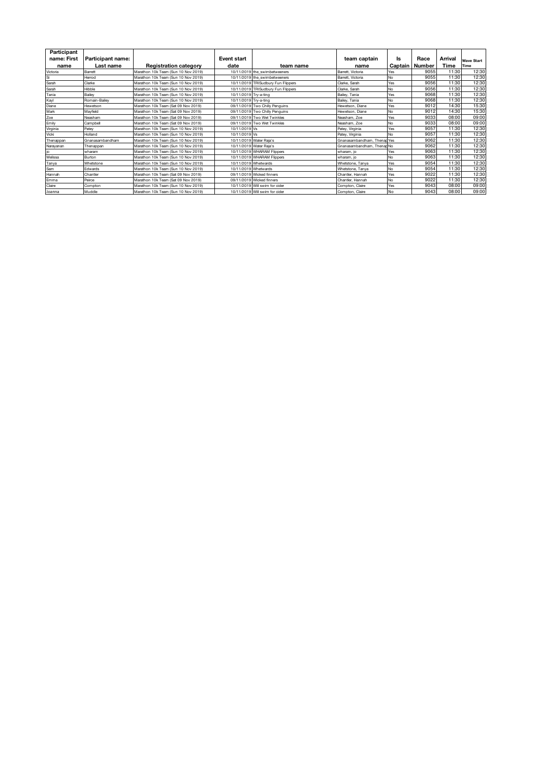| Participant name: First name | Participant name: Last name | Registration category | Event start date | team name | team captain name | Is Captain | Race Number | Arrival Time | Wave Start Time |
|---|---|---|---|---|---|---|---|---|---|
| Victoria | Barrett | Marathon 10k Team (Sun 10 Nov 2019) | 10/11/2019 | the_swimbetweeners | Barrett, Victoria | Yes | 9055 | 11:30 | 12:30 |
| Si | Herrod | Marathon 10k Team (Sun 10 Nov 2019) | 10/11/2019 | the_swimbetweeners | Barrett, Victoria | No | 9055 | 11:30 | 12:30 |
| Sarah | Clarke | Marathon 10k Team (Sun 10 Nov 2019) | 10/11/2019 | TRISudbury Fun Flippers | Clarke, Sarah | Yes | 9056 | 11:30 | 12:30 |
| Sarah | Hibble | Marathon 10k Team (Sun 10 Nov 2019) | 10/11/2019 | TRISudbury Fun Flippers | Clarke, Sarah | No | 9056 | 11:30 | 12:30 |
| Tania | Bailey | Marathon 10k Team (Sun 10 Nov 2019) | 10/11/2019 | Try-a-ting | Bailey, Tania | Yes | 9068 | 11:30 | 12:30 |
| Kayl | Romain-Bailey | Marathon 10k Team (Sun 10 Nov 2019) | 10/11/2019 | Try-a-ting | Bailey, Tania | No | 9068 | 11:30 | 12:30 |
| Diane | Hewetson | Marathon 10k Team (Sat 09 Nov 2019) | 09/11/2019 | Two Chilly Penguins | Hewetson, Diane | Yes | 9012 | 14:30 | 15:30 |
| Mark | Mayfield | Marathon 10k Team (Sat 09 Nov 2019) | 09/11/2019 | Two Chilly Penguins | Hewetson, Diane | No | 9012 | 14:30 | 15:30 |
| Zoe | Neasham | Marathon 10k Team (Sat 09 Nov 2019) | 09/11/2019 | Two Wet Twinkles | Neasham, Zoe | Yes | 9033 | 08:00 | 09:00 |
| Emily | Campbell | Marathon 10k Team (Sat 09 Nov 2019) | 09/11/2019 | Two Wet Twinkles | Neasham, Zoe | No | 9033 | 08:00 | 09:00 |
| Virginia | Patey | Marathon 10k Team (Sun 10 Nov 2019) | 10/11/2019 | Vs | Patey, Virginia | Yes | 9057 | 11:30 | 12:30 |
| Vicki | Holland | Marathon 10k Team (Sun 10 Nov 2019) | 10/11/2019 | Vs | Patey, Virginia | No | 9057 | 11:30 | 12:30 |
| Thenappan | Gnanasambandham | Marathon 10k Team (Sun 10 Nov 2019) | 10/11/2019 | Water Raja's | Gnanasambandham, Thenap | Yes | 9062 | 11:30 | 12:30 |
| Narayanan | Thenappan | Marathon 10k Team (Sun 10 Nov 2019) | 10/11/2019 | Water Raja's | Gnanasambandham, Thenap | No | 9062 | 11:30 | 12:30 |
| jo | wharam | Marathon 10k Team (Sun 10 Nov 2019) | 10/11/2019 | WHARAM Flippers | wharam, jo | Yes | 9063 | 11:30 | 12:30 |
| Melissa | Burton | Marathon 10k Team (Sun 10 Nov 2019) | 10/11/2019 | WHARAM Flippers | wharam, jo | No | 9063 | 11:30 | 12:30 |
| Tanya | Whetstone | Marathon 10k Team (Sun 10 Nov 2019) | 10/11/2019 | Whetwards | Whetstone, Tanya | Yes | 9054 | 11:30 | 12:30 |
| Sam | Edwards | Marathon 10k Team (Sun 10 Nov 2019) | 10/11/2019 | Whetwards | Whetstone, Tanya | No | 9054 | 11:30 | 12:30 |
| Hannah | Chantler | Marathon 10k Team (Sat 09 Nov 2019) | 09/11/2019 | Wicked finners | Chantler, Hannah | Yes | 9022 | 11:30 | 12:30 |
| Emma | Peirce | Marathon 10k Team (Sat 09 Nov 2019) | 09/11/2019 | Wicked finners | Chantler, Hannah | No | 9022 | 11:30 | 12:30 |
| Claire | Compton | Marathon 10k Team (Sun 10 Nov 2019) | 10/11/2019 | Will swim for cider | Compton, Claire | Yes | 9043 | 08:00 | 09:00 |
| Joanna | Muddle | Marathon 10k Team (Sun 10 Nov 2019) | 10/11/2019 | Will swim for cider | Compton, Claire | No | 9043 | 08:00 | 09:00 |